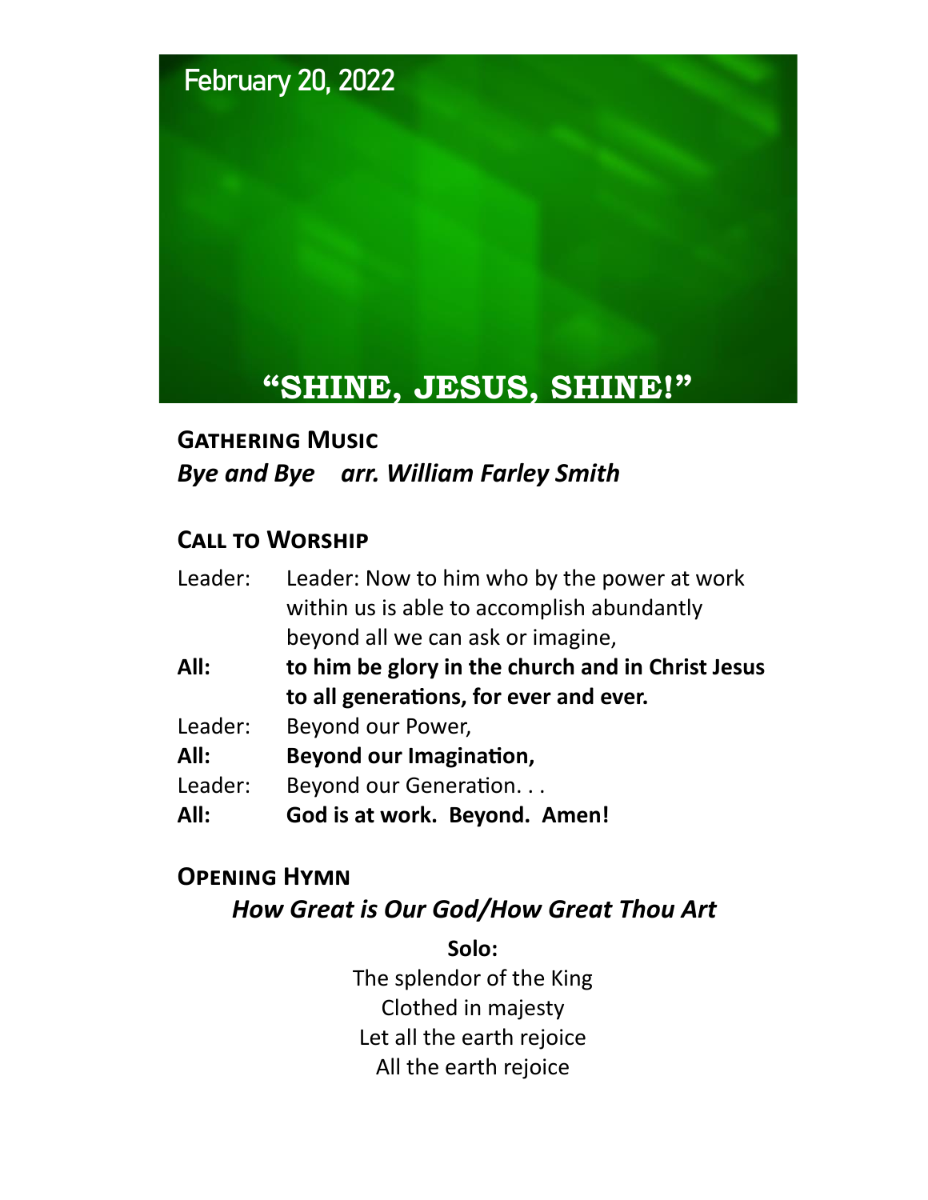February 20, 2022

# "SHINE, JESUS, SHINE!"

## Gathering Music

***Bye and Bye    arr. William Farley Smith***

## Call to Worship

Leader: Leader: Now to him who by the power at work within us is able to accomplish abundantly beyond all we can ask or imagine,

**All: to him be glory in the church and in Christ Jesus to all generations, for ever and ever.**

Leader: Beyond our Power,

**All: Beyond our Imagination,**

Leader: Beyond our Generation. . .

**All: God is at work. Beyond. Amen!**

## Opening Hymn

***How Great is Our God/How Great Thou Art***

**Solo:**

The splendor of the King
Clothed in majesty
Let all the earth rejoice
All the earth rejoice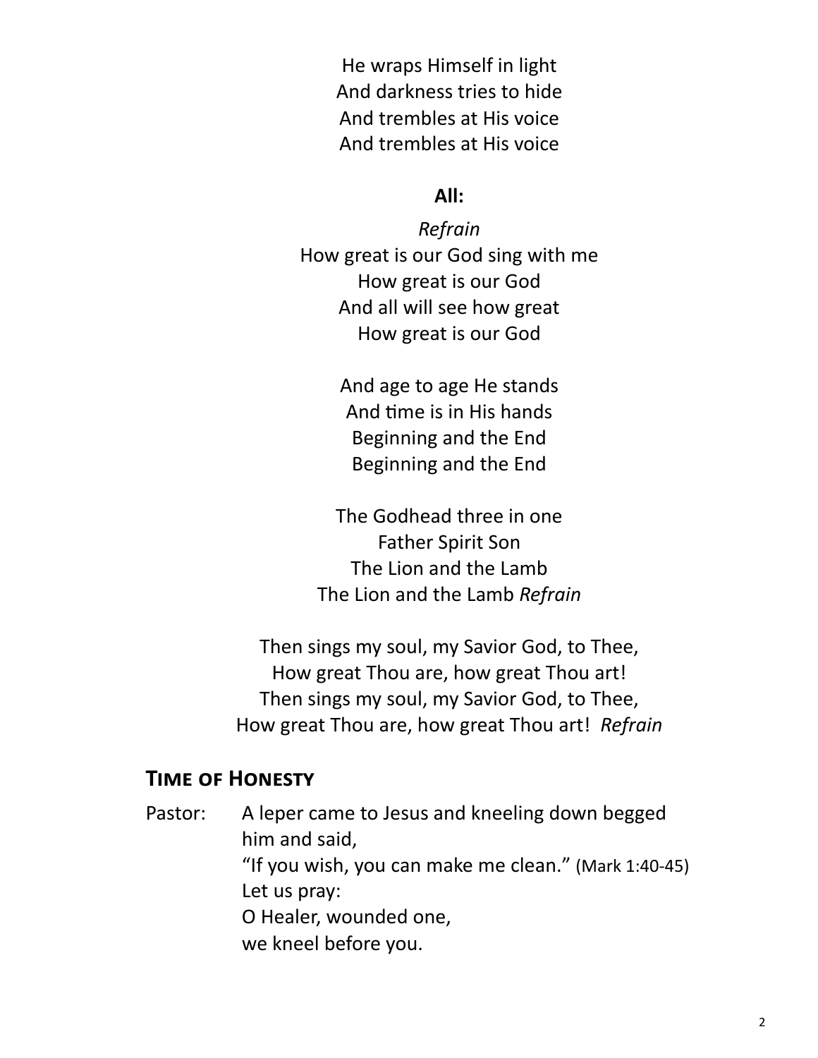He wraps Himself in light
And darkness tries to hide
And trembles at His voice
And trembles at His voice

**All:**

*Refrain*
How great is our God sing with me
How great is our God
And all will see how great
How great is our God

And age to age He stands
And time is in His hands
Beginning and the End
Beginning and the End

The Godhead three in one
Father Spirit Son
The Lion and the Lamb
The Lion and the Lamb *Refrain*

Then sings my soul, my Savior God, to Thee,
How great Thou are, how great Thou art!
Then sings my soul, my Savior God, to Thee,
How great Thou are, how great Thou art! *Refrain*

## Time of Honesty

Pastor: A leper came to Jesus and kneeling down begged him and said,
"If you wish, you can make me clean." (Mark 1:40-45)
Let us pray:
O Healer, wounded one,
we kneel before you.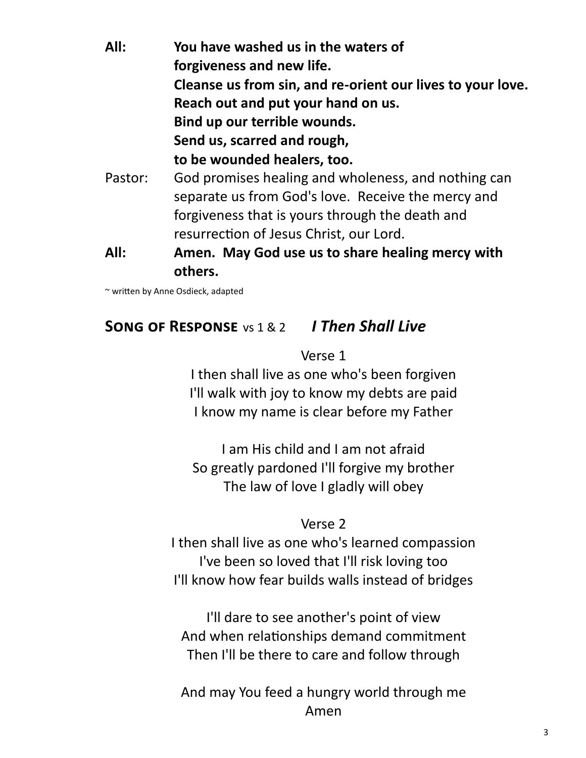**All:** **You have washed us in the waters of forgiveness and new life.**
**Cleanse us from sin, and re-orient our lives to your love.**
**Reach out and put your hand on us.**
**Bind up our terrible wounds.**
**Send us, scarred and rough,**
**to be wounded healers, too.**

Pastor: God promises healing and wholeness, and nothing can separate us from God's love. Receive the mercy and forgiveness that is yours through the death and resurrection of Jesus Christ, our Lord.

**All:** **Amen. May God use us to share healing mercy with others.**

~ written by Anne Osdieck, adapted

## **Song of Response** vs 1 & 2 ***I Then Shall Live***

Verse 1

I then shall live as one who's been forgiven
I'll walk with joy to know my debts are paid
I know my name is clear before my Father

I am His child and I am not afraid
So greatly pardoned I'll forgive my brother
The law of love I gladly will obey

Verse 2

I then shall live as one who's learned compassion
I've been so loved that I'll risk loving too
I'll know how fear builds walls instead of bridges

I'll dare to see another's point of view
And when relationships demand commitment
Then I'll be there to care and follow through

And may You feed a hungry world through me
Amen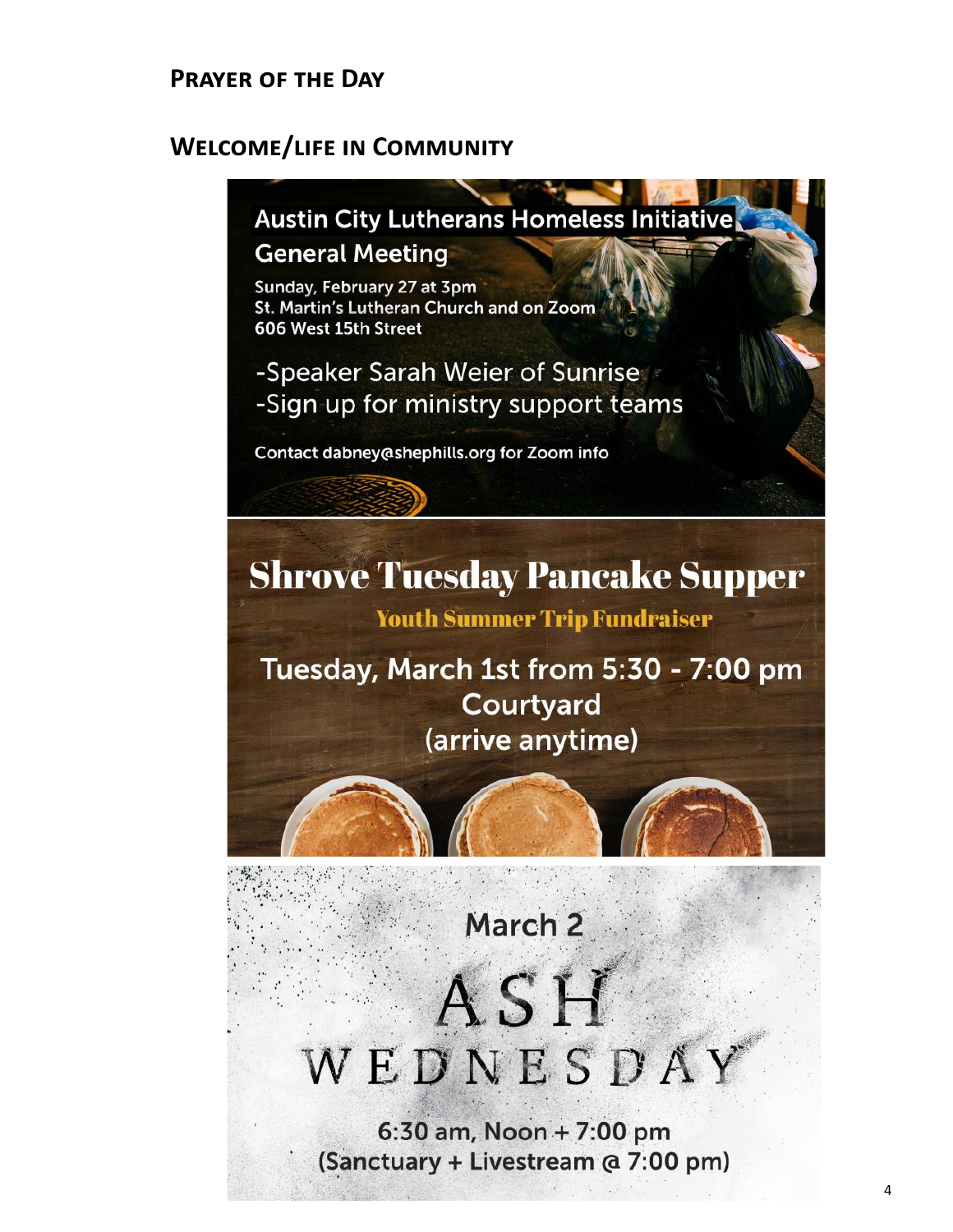## Prayer of the Day

## Welcome/life in Community

### Austin City Lutherans Homeless Initiative General Meeting

Sunday, February 27 at 3pm
St. Martin's Lutheran Church and on Zoom
606 West 15th Street

- Speaker Sarah Weier of Sunrise
- Sign up for ministry support teams

Contact dabney@shephills.org for Zoom info

### Shrove Tuesday Pancake Supper

**Youth Summer Trip Fundraiser**

Tuesday, March 1st from 5:30 - 7:00 pm
Courtyard
(arrive anytime)

### March 2 ASH WEDNESDAY

6:30 am, Noon + 7:00 pm
(Sanctuary + Livestream @ 7:00 pm)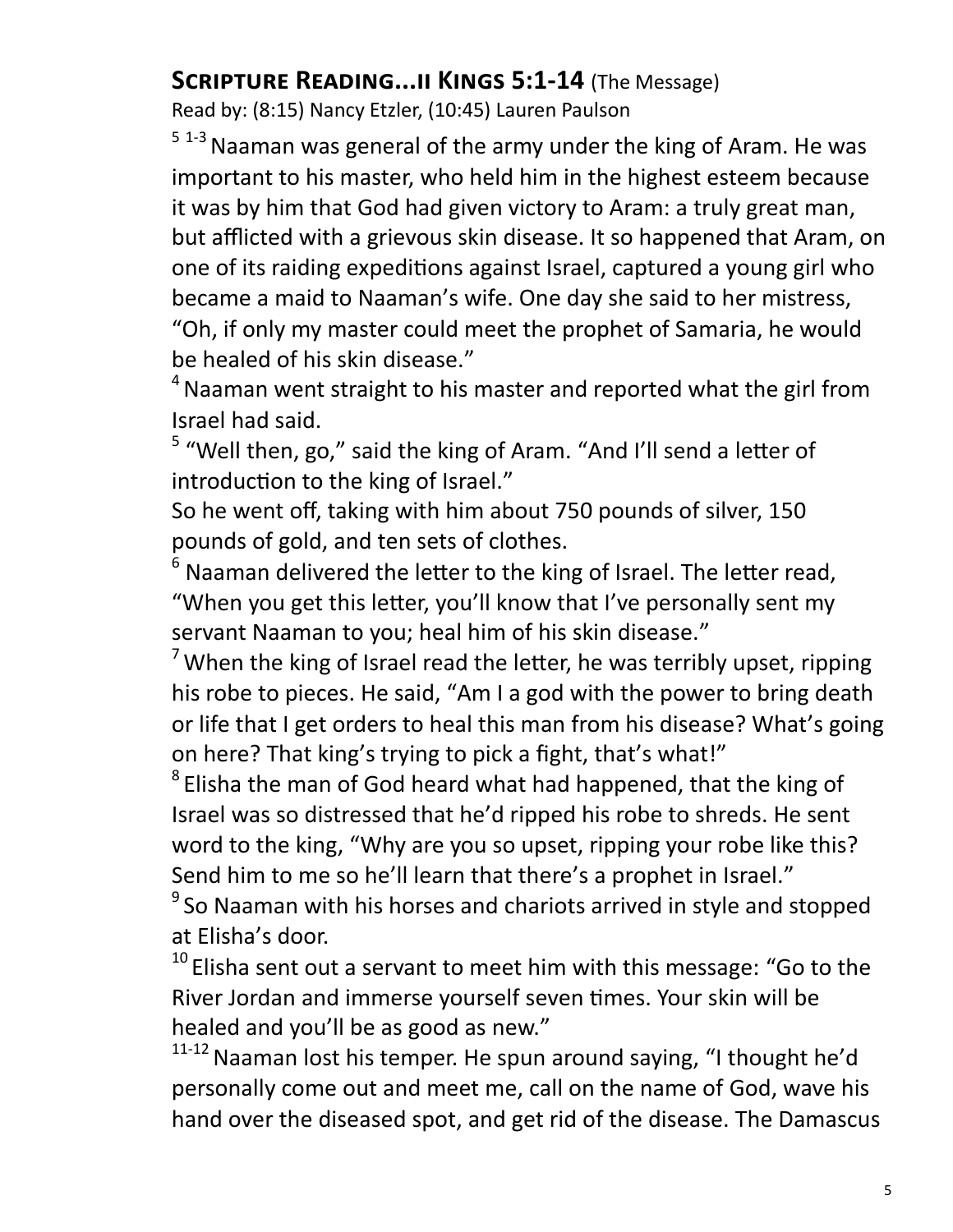## **Scripture Reading…ii Kings 5:1-14** (The Message)

Read by: (8:15) Nancy Etzler, (10:45) Lauren Paulson

[5 1-3] Naaman was general of the army under the king of Aram. He was important to his master, who held him in the highest esteem because it was by him that God had given victory to Aram: a truly great man, but afflicted with a grievous skin disease. It so happened that Aram, on one of its raiding expeditions against Israel, captured a young girl who became a maid to Naaman's wife. One day she said to her mistress, "Oh, if only my master could meet the prophet of Samaria, he would be healed of his skin disease."

[4] Naaman went straight to his master and reported what the girl from Israel had said.

[5] "Well then, go," said the king of Aram. "And I'll send a letter of introduction to the king of Israel."

So he went off, taking with him about 750 pounds of silver, 150 pounds of gold, and ten sets of clothes.

[6] Naaman delivered the letter to the king of Israel. The letter read, "When you get this letter, you'll know that I've personally sent my servant Naaman to you; heal him of his skin disease."

[7] When the king of Israel read the letter, he was terribly upset, ripping his robe to pieces. He said, "Am I a god with the power to bring death or life that I get orders to heal this man from his disease? What's going on here? That king's trying to pick a fight, that's what!"

[8] Elisha the man of God heard what had happened, that the king of Israel was so distressed that he'd ripped his robe to shreds. He sent word to the king, "Why are you so upset, ripping your robe like this? Send him to me so he'll learn that there's a prophet in Israel."

[9] So Naaman with his horses and chariots arrived in style and stopped at Elisha's door.

[10] Elisha sent out a servant to meet him with this message: "Go to the River Jordan and immerse yourself seven times. Your skin will be healed and you'll be as good as new."

[11-12] Naaman lost his temper. He spun around saying, "I thought he'd personally come out and meet me, call on the name of God, wave his hand over the diseased spot, and get rid of the disease. The Damascus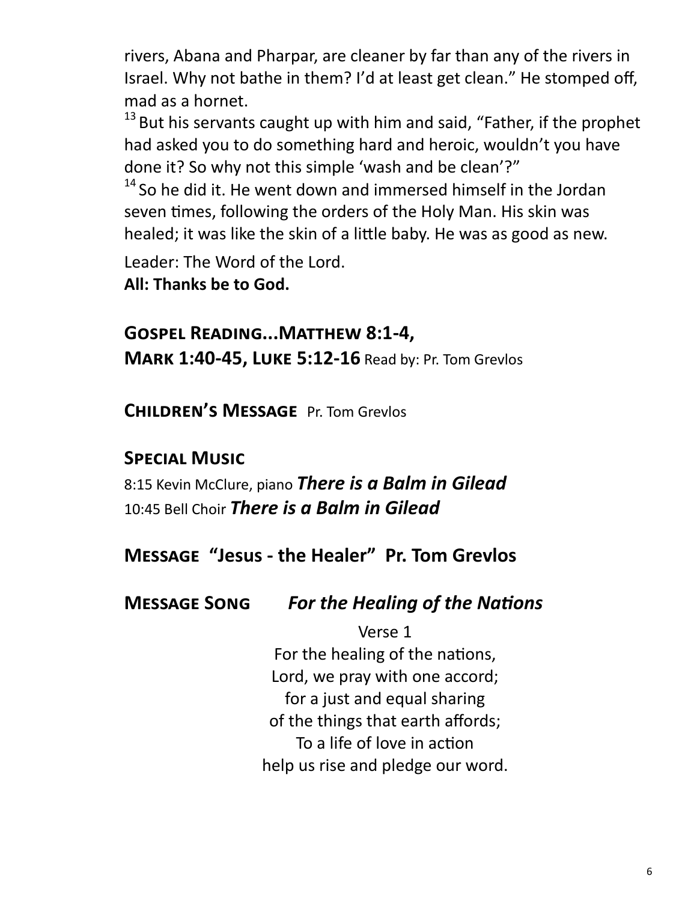rivers, Abana and Pharpar, are cleaner by far than any of the rivers in Israel. Why not bathe in them? I'd at least get clean." He stomped off, mad as a hornet.

[13] But his servants caught up with him and said, "Father, if the prophet had asked you to do something hard and heroic, wouldn't you have done it? So why not this simple 'wash and be clean'?"

[14] So he did it. He went down and immersed himself in the Jordan seven times, following the orders of the Holy Man. His skin was healed; it was like the skin of a little baby. He was as good as new.

Leader: The Word of the Lord.
**All: Thanks be to God.**

## Gospel Reading...Matthew 8:1-4, Mark 1:40-45, Luke 5:12-16 Read by: Pr. Tom Grevlos

## Children's Message Pr. Tom Grevlos

## Special Music

8:15 Kevin McClure, piano ***There is a Balm in Gilead***
10:45 Bell Choir ***There is a Balm in Gilead***

## Message "Jesus - the Healer" Pr. Tom Grevlos

## Message Song *For the Healing of the Nations*

Verse 1
For the healing of the nations,
Lord, we pray with one accord;
for a just and equal sharing
of the things that earth affords;
To a life of love in action
help us rise and pledge our word.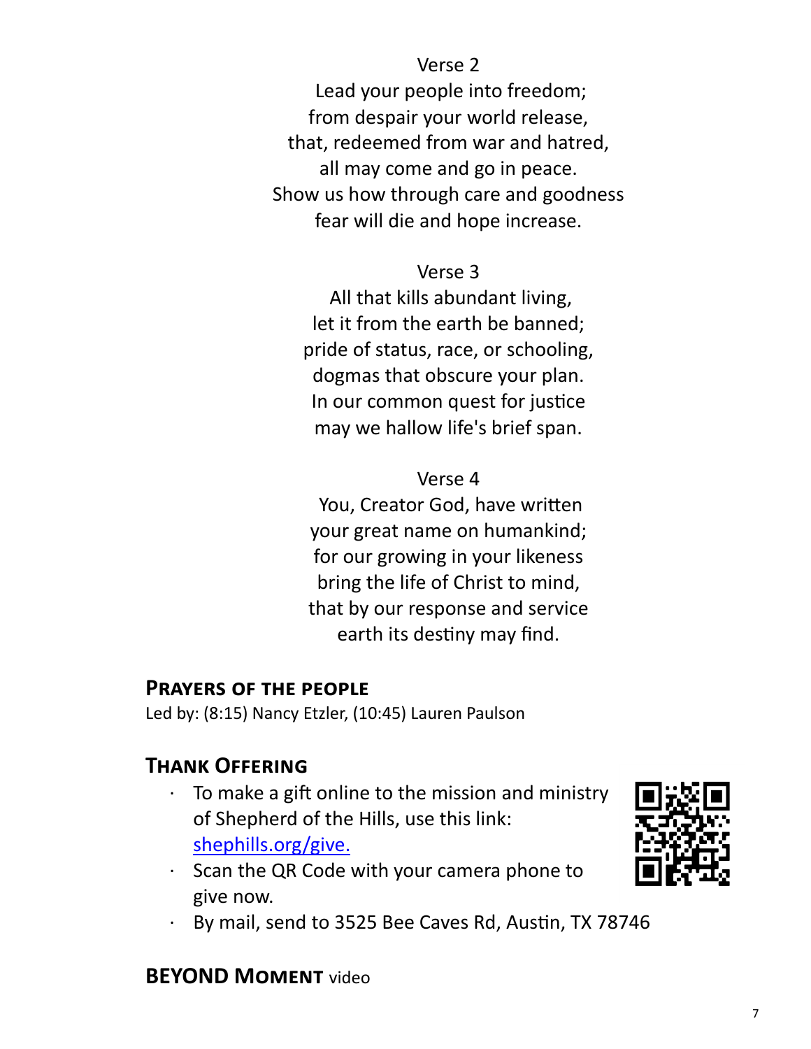Verse 2

Lead your people into freedom;
from despair your world release,
that, redeemed from war and hatred,
all may come and go in peace.
Show us how through care and goodness
fear will die and hope increase.

Verse 3

All that kills abundant living,
let it from the earth be banned;
pride of status, race, or schooling,
dogmas that obscure your plan.
In our common quest for justice
may we hallow life's brief span.

Verse 4

You, Creator God, have written
your great name on humankind;
for our growing in your likeness
bring the life of Christ to mind,
that by our response and service
earth its destiny may find.

## Prayers of the people

Led by: (8:15) Nancy Etzler, (10:45) Lauren Paulson

## Thank Offering

- To make a gift online to the mission and ministry of Shepherd of the Hills, use this link: shephills.org/give.
- Scan the QR Code with your camera phone to give now.
- By mail, send to 3525 Bee Caves Rd, Austin, TX 78746

## BEYOND Moment video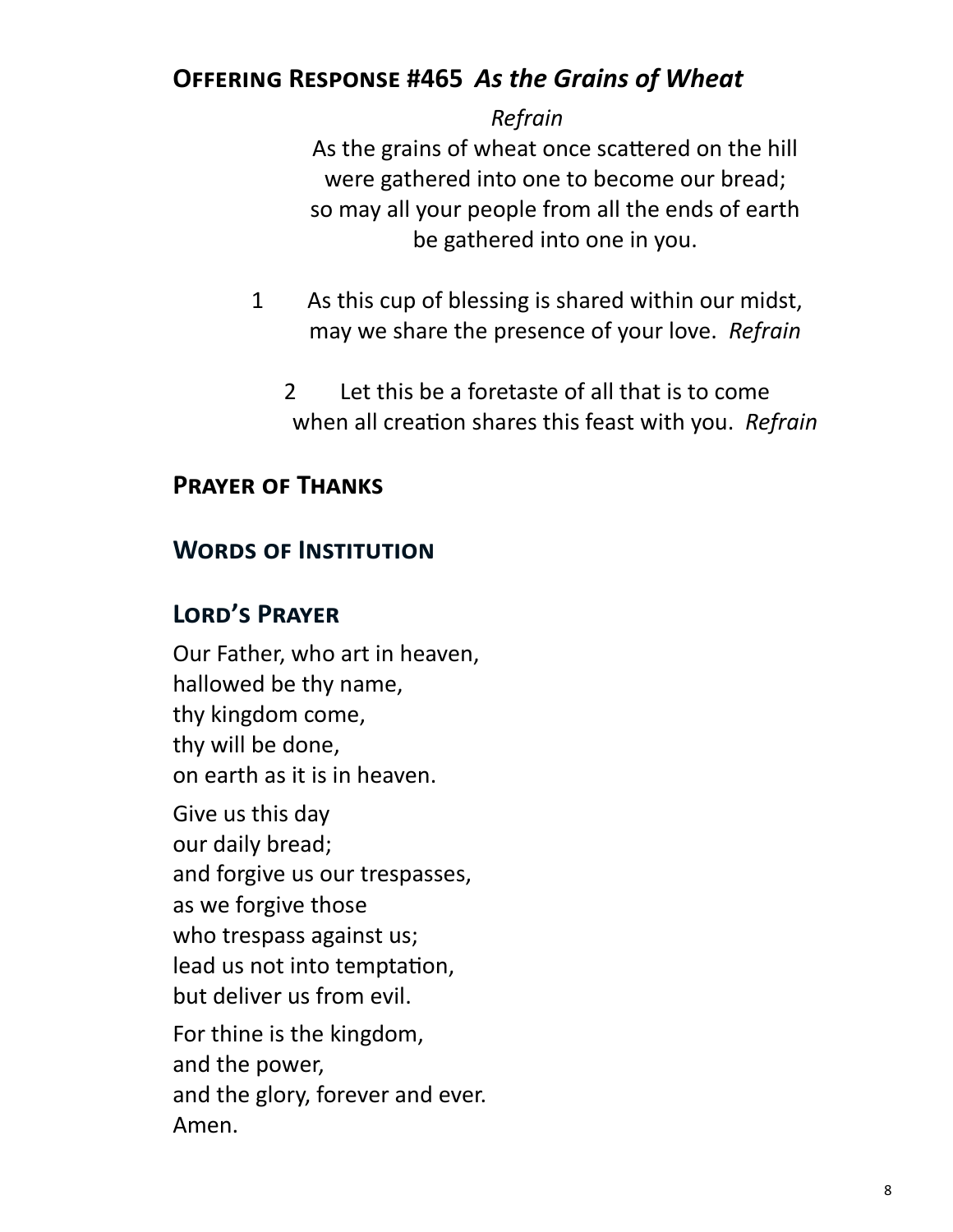## Offering Response #465 *As the Grains of Wheat*

*Refrain*

As the grains of wheat once scattered on the hill
were gathered into one to become our bread;
so may all your people from all the ends of earth
be gathered into one in you.

1 As this cup of blessing is shared within our midst,
may we share the presence of your love. *Refrain*

2 Let this be a foretaste of all that is to come
when all creation shares this feast with you. *Refrain*

## Prayer of Thanks

## Words of Institution

## Lord's Prayer

Our Father, who art in heaven,
hallowed be thy name,
thy kingdom come,
thy will be done,
on earth as it is in heaven.

Give us this day
our daily bread;
and forgive us our trespasses,
as we forgive those
who trespass against us;
lead us not into temptation,
but deliver us from evil.

For thine is the kingdom,
and the power,
and the glory, forever and ever.
Amen.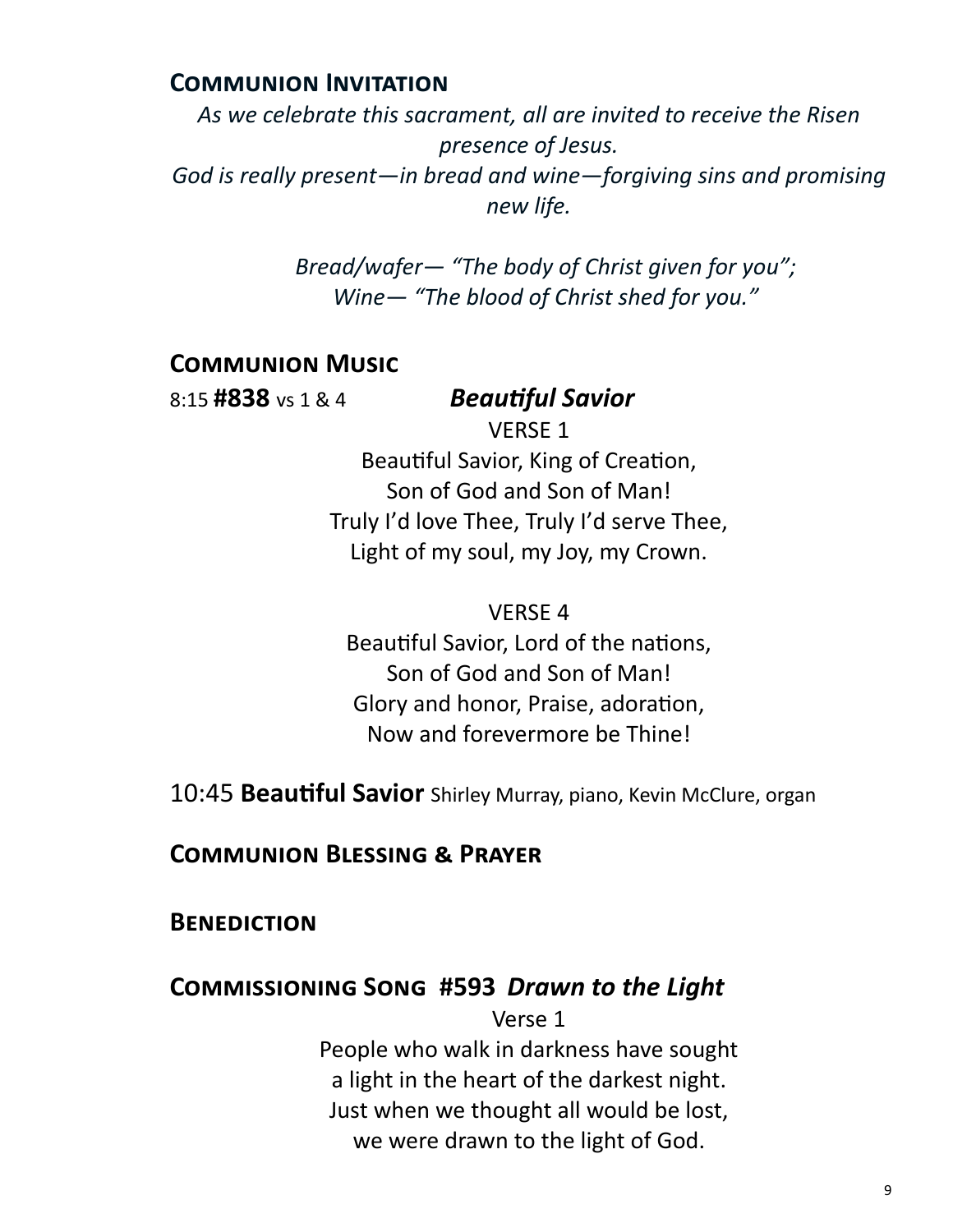## Communion Invitation

*As we celebrate this sacrament, all are invited to receive the Risen presence of Jesus.*
*God is really present—in bread and wine—forgiving sins and promising new life.*

*Bread/wafer— "The body of Christ given for you";*
*Wine— "The blood of Christ shed for you."*

## Communion Music

8:15 **#838** vs 1 & 4 ***Beautiful Savior***

VERSE 1
Beautiful Savior, King of Creation,
Son of God and Son of Man!
Truly I'd love Thee, Truly I'd serve Thee,
Light of my soul, my Joy, my Crown.

VERSE 4
Beautiful Savior, Lord of the nations,
Son of God and Son of Man!
Glory and honor, Praise, adoration,
Now and forevermore be Thine!

10:45 **Beautiful Savior** Shirley Murray, piano, Kevin McClure, organ

## Communion Blessing & Prayer

## Benediction

## Commissioning Song #593 *Drawn to the Light*

Verse 1
People who walk in darkness have sought
a light in the heart of the darkest night.
Just when we thought all would be lost,
we were drawn to the light of God.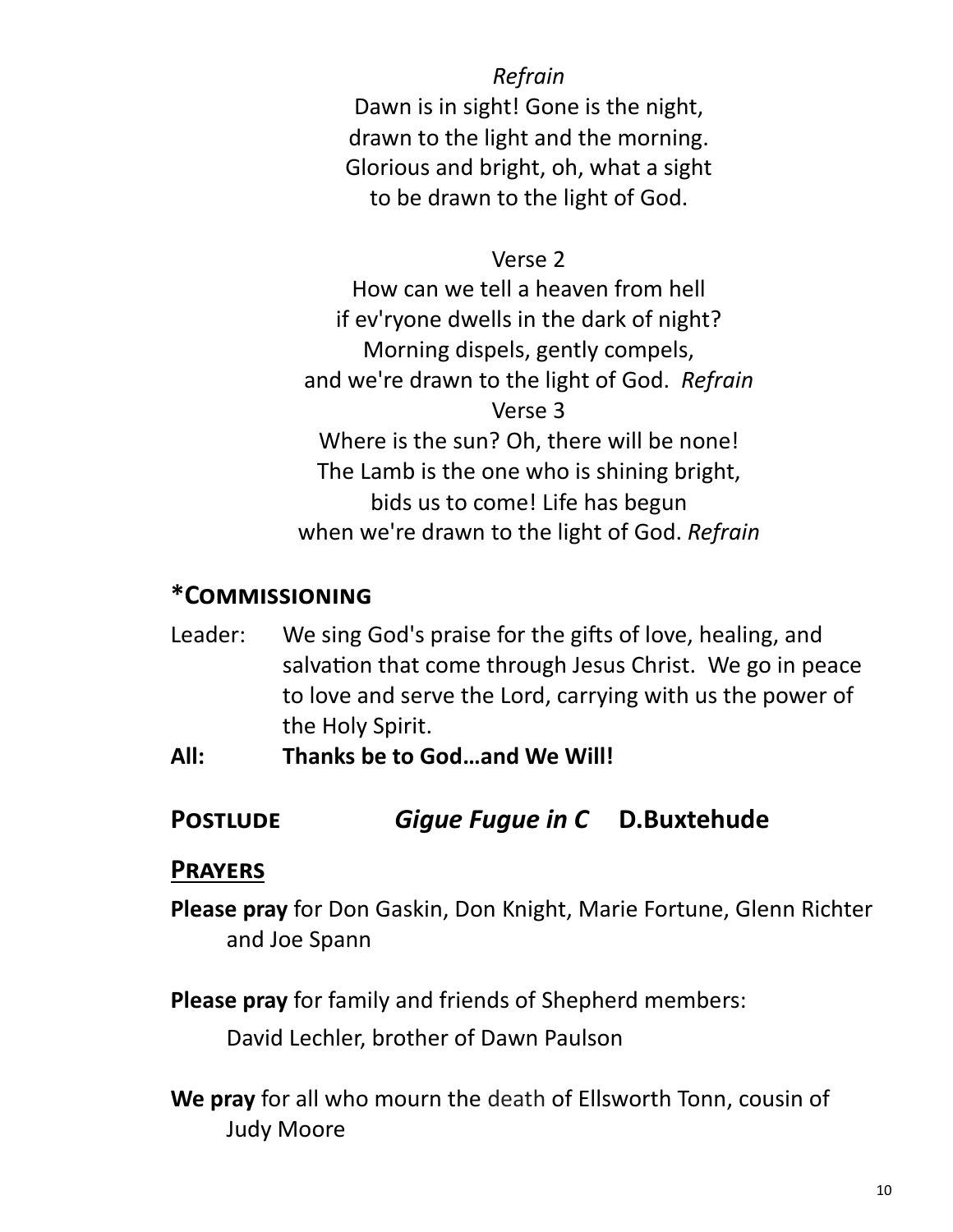*Refrain*

Dawn is in sight! Gone is the night,
drawn to the light and the morning.
Glorious and bright, oh, what a sight
to be drawn to the light of God.

Verse 2

How can we tell a heaven from hell
if ev'ryone dwells in the dark of night?
Morning dispels, gently compels,
and we're drawn to the light of God. *Refrain*

Verse 3

Where is the sun? Oh, there will be none!
The Lamb is the one who is shining bright,
bids us to come! Life has begun
when we're drawn to the light of God. *Refrain*

## *Commissioning

Leader: We sing God's praise for the gifts of love, healing, and salvation that come through Jesus Christ. We go in peace to love and serve the Lord, carrying with us the power of the Holy Spirit.

**All: Thanks be to God…and We Will!**

## Postlude *Gigue Fugue in C* D.Buxtehude

## Prayers

**Please pray** for Don Gaskin, Don Knight, Marie Fortune, Glenn Richter and Joe Spann

**Please pray** for family and friends of Shepherd members:

David Lechler, brother of Dawn Paulson

**We pray** for all who mourn the death of Ellsworth Tonn, cousin of Judy Moore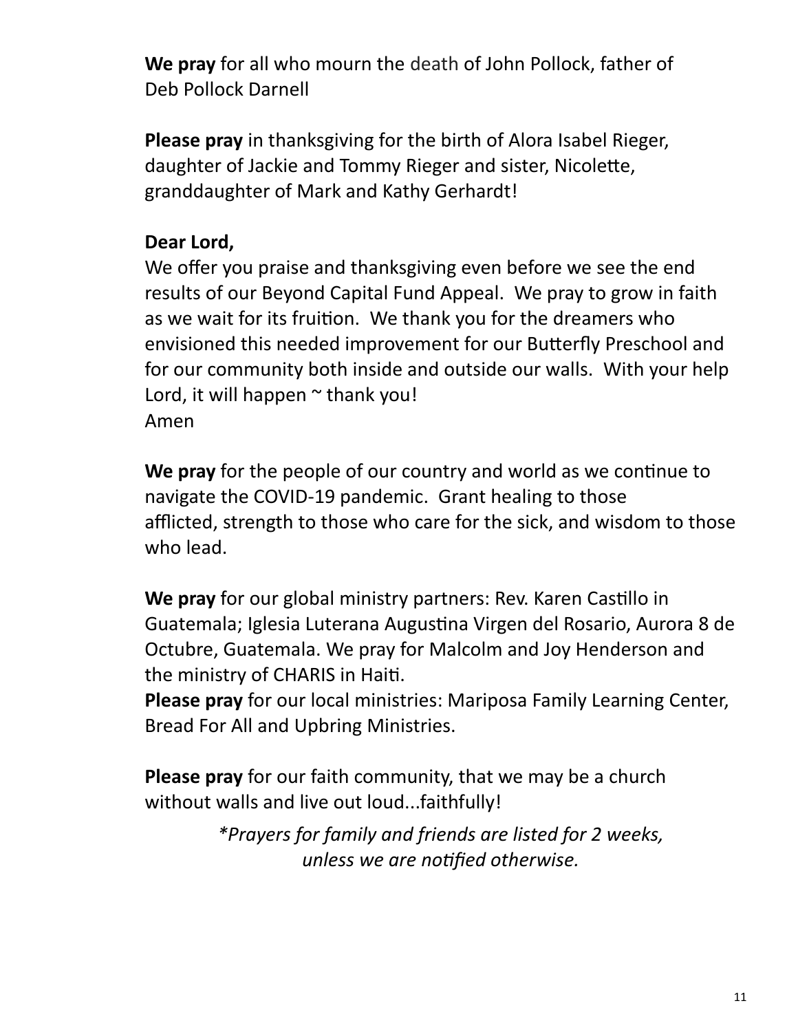**We pray** for all who mourn the death of John Pollock, father of Deb Pollock Darnell

**Please pray** in thanksgiving for the birth of Alora Isabel Rieger, daughter of Jackie and Tommy Rieger and sister, Nicolette, granddaughter of Mark and Kathy Gerhardt!

**Dear Lord,**
We offer you praise and thanksgiving even before we see the end results of our Beyond Capital Fund Appeal. We pray to grow in faith as we wait for its fruition. We thank you for the dreamers who envisioned this needed improvement for our Butterfly Preschool and for our community both inside and outside our walls. With your help Lord, it will happen ~ thank you!
Amen

**We pray** for the people of our country and world as we continue to navigate the COVID-19 pandemic. Grant healing to those afflicted, strength to those who care for the sick, and wisdom to those who lead.

**We pray** for our global ministry partners: Rev. Karen Castillo in Guatemala; Iglesia Luterana Augustina Virgen del Rosario, Aurora 8 de Octubre, Guatemala. We pray for Malcolm and Joy Henderson and the ministry of CHARIS in Haiti.
**Please pray** for our local ministries: Mariposa Family Learning Center, Bread For All and Upbring Ministries.

**Please pray** for our faith community, that we may be a church without walls and live out loud...faithfully!

*\*Prayers for family and friends are listed for 2 weeks, unless we are notified otherwise.*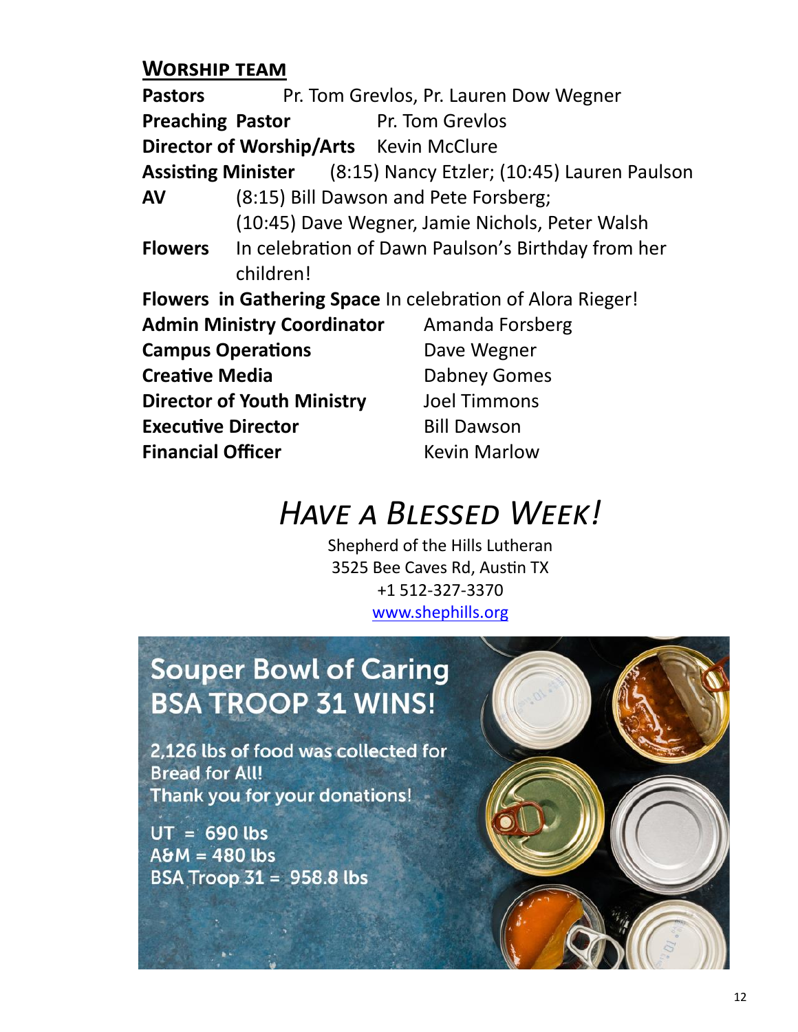## Worship team

**Pastors** Pr. Tom Grevlos, Pr. Lauren Dow Wegner

**Preaching Pastor** Pr. Tom Grevlos

**Director of Worship/Arts** Kevin McClure

**Assisting Minister** (8:15) Nancy Etzler; (10:45) Lauren Paulson

**AV** (8:15) Bill Dawson and Pete Forsberg;
(10:45) Dave Wegner, Jamie Nichols, Peter Walsh

**Flowers** In celebration of Dawn Paulson's Birthday from her children!

**Flowers in Gathering Space** In celebration of Alora Rieger!

**Admin Ministry Coordinator** Amanda Forsberg

**Campus Operations** Dave Wegner

**Creative Media** Dabney Gomes

**Director of Youth Ministry** Joel Timmons

**Executive Director** Bill Dawson

**Financial Officer** Kevin Marlow

# *Have a Blessed Week!*

Shepherd of the Hills Lutheran
3525 Bee Caves Rd, Austin TX
+1 512-327-3370
www.shephills.org

## Souper Bowl of Caring
## BSA TROOP 31 WINS!

2,126 lbs of food was collected for Bread for All!
Thank you for your donations!

UT = 690 lbs
A&M = 480 lbs
BSA Troop 31 = 958.8 lbs